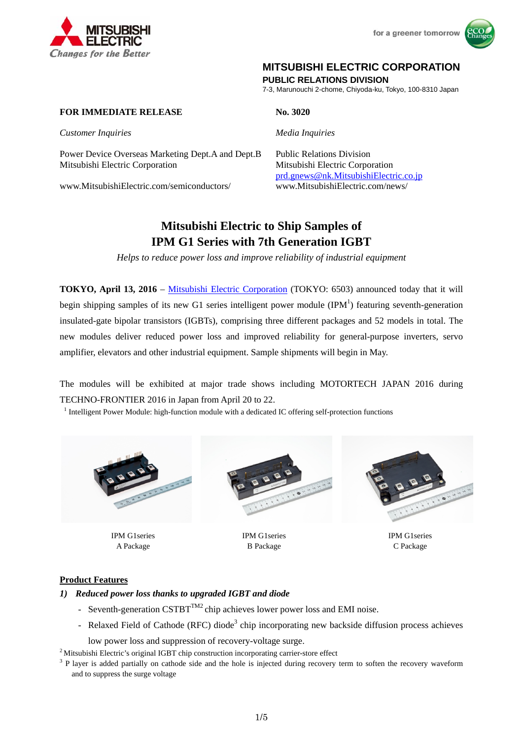MITSUBISHI ELECTRIC
*Changes for the Better*

for a greener tomorrow

**MITSUBISHI ELECTRIC CORPORATION**
**PUBLIC RELATIONS DIVISION**
7-3, Marunouchi 2-chome, Chiyoda-ku, Tokyo, 100-8310 Japan

**FOR IMMEDIATE RELEASE**

**No. 3020**

*Customer Inquiries*

Power Device Overseas Marketing Dept.A and Dept.B
Mitsubishi Electric Corporation

www.MitsubishiElectric.com/semiconductors/

*Media Inquiries*

Public Relations Division
Mitsubishi Electric Corporation
prd.gnews@nk.MitsubishiElectric.co.jp
www.MitsubishiElectric.com/news/

# Mitsubishi Electric to Ship Samples of IPM G1 Series with 7th Generation IGBT

*Helps to reduce power loss and improve reliability of industrial equipment*

**TOKYO, April 13, 2016** – Mitsubishi Electric Corporation (TOKYO: 6503) announced today that it will begin shipping samples of its new G1 series intelligent power module (IPM[1]) featuring seventh-generation insulated-gate bipolar transistors (IGBTs), comprising three different packages and 52 models in total. The new modules deliver reduced power loss and improved reliability for general-purpose inverters, servo amplifier, elevators and other industrial equipment. Sample shipments will begin in May.

The modules will be exhibited at major trade shows including MOTORTECH JAPAN 2016 during TECHNO-FRONTIER 2016 in Japan from April 20 to 22.

[1] Intelligent Power Module: high-function module with a dedicated IC offering self-protection functions

IPM G1series A Package

IPM G1series B Package

IPM G1series C Package

## Product Features

### *1) Reduced power loss thanks to upgraded IGBT and diode*

- Seventh-generation CSTBT™[2] chip achieves lower power loss and EMI noise.
- Relaxed Field of Cathode (RFC) diode[3] chip incorporating new backside diffusion process achieves low power loss and suppression of recovery-voltage surge.

[2] Mitsubishi Electric's original IGBT chip construction incorporating carrier-store effect

[3] P layer is added partially on cathode side and the hole is injected during recovery term to soften the recovery waveform and to suppress the surge voltage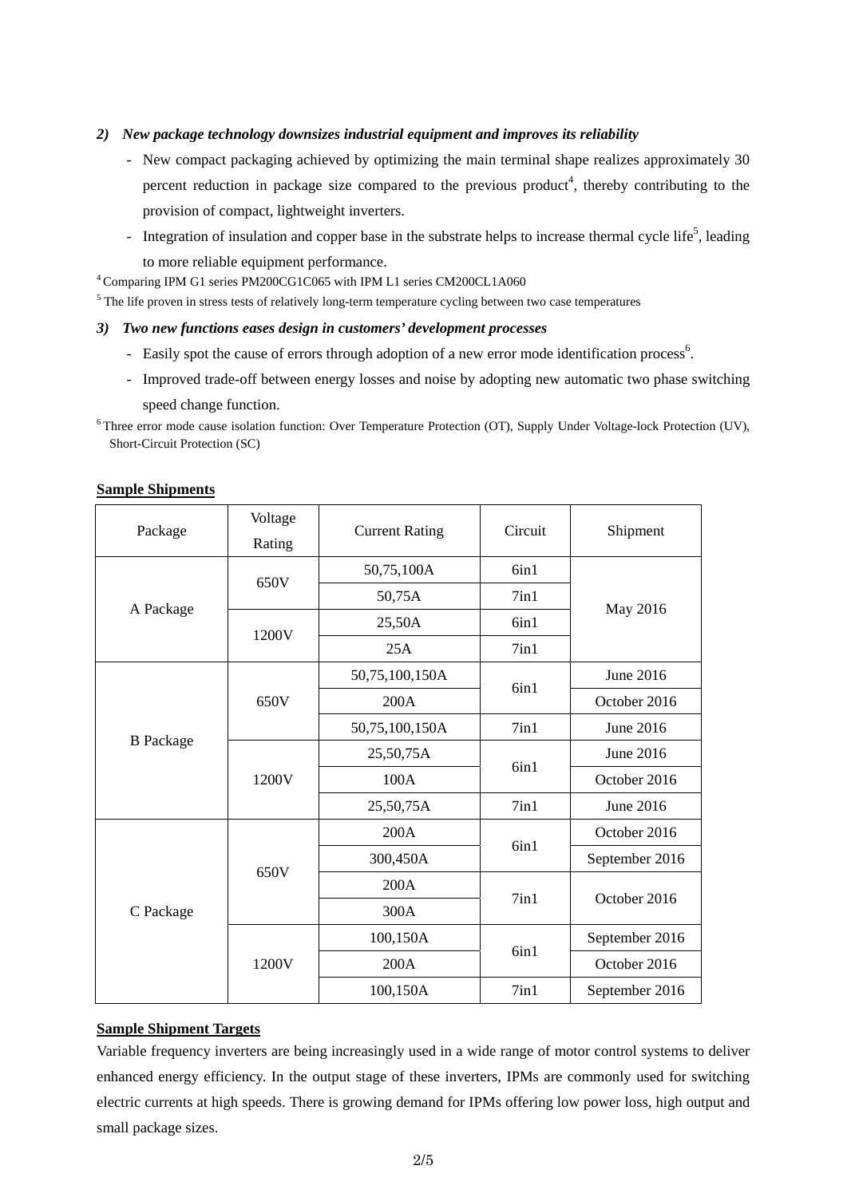*2) New package technology downsizes industrial equipment and improves its reliability*

- New compact packaging achieved by optimizing the main terminal shape realizes approximately 30 percent reduction in package size compared to the previous product[4], thereby contributing to the provision of compact, lightweight inverters.
- Integration of insulation and copper base in the substrate helps to increase thermal cycle life[5], leading to more reliable equipment performance.

[4] Comparing IPM G1 series PM200CG1C065 with IPM L1 series CM200CL1A060

[5] The life proven in stress tests of relatively long-term temperature cycling between two case temperatures

*3) Two new functions eases design in customers' development processes*

- Easily spot the cause of errors through adoption of a new error mode identification process[6].
- Improved trade-off between energy losses and noise by adopting new automatic two phase switching speed change function.

[6] Three error mode cause isolation function: Over Temperature Protection (OT), Supply Under Voltage-lock Protection (UV), Short-Circuit Protection (SC)

**Sample Shipments**

| Package | Voltage Rating | Current Rating | Circuit | Shipment |
|---|---|---|---|---|
| A Package | 650V | 50,75,100A | 6in1 | May 2016 |
| | | 50,75A | 7in1 | |
| | 1200V | 25,50A | 6in1 | |
| | | 25A | 7in1 | |
| B Package | 650V | 50,75,100,150A | 6in1 | June 2016 |
| | | 200A | | October 2016 |
| | | 50,75,100,150A | 7in1 | June 2016 |
| | 1200V | 25,50,75A | 6in1 | June 2016 |
| | | 100A | | October 2016 |
| | | 25,50,75A | 7in1 | June 2016 |
| C Package | 650V | 200A | 6in1 | October 2016 |
| | | 300,450A | | September 2016 |
| | | 200A | 7in1 | October 2016 |
| | | 300A | | |
| | 1200V | 100,150A | 6in1 | September 2016 |
| | | 200A | | October 2016 |
| | | 100,150A | 7in1 | September 2016 |

**Sample Shipment Targets**

Variable frequency inverters are being increasingly used in a wide range of motor control systems to deliver enhanced energy efficiency. In the output stage of these inverters, IPMs are commonly used for switching electric currents at high speeds. There is growing demand for IPMs offering low power loss, high output and small package sizes.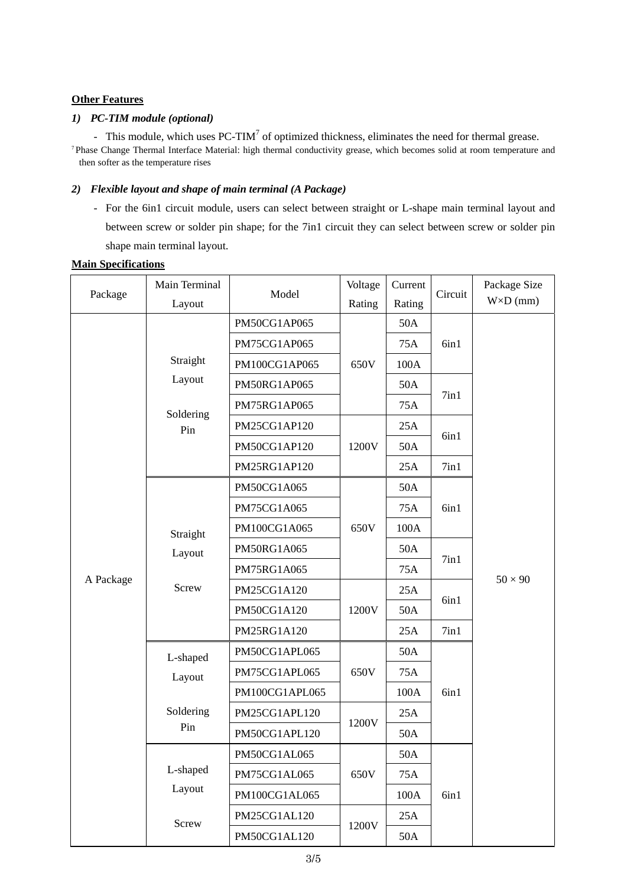**Other Features**

*1) PC-TIM module (optional)*

- This module, which uses PC-TIM[7] of optimized thickness, eliminates the need for thermal grease.

[7] Phase Change Thermal Interface Material: high thermal conductivity grease, which becomes solid at room temperature and then softer as the temperature rises

*2) Flexible layout and shape of main terminal (A Package)*

- For the 6in1 circuit module, users can select between straight or L-shape main terminal layout and between screw or solder pin shape; for the 7in1 circuit they can select between screw or solder pin shape main terminal layout.

**Main Specifications**

| Package | Main Terminal Layout | Model | Voltage Rating | Current Rating | Circuit | Package Size W×D (mm) |
|---|---|---|---|---|---|---|
| A Package | Straight Layout<br>Soldering Pin | PM50CG1AP065 | 650V | 50A | 6in1 | 50 × 90 |
| | | PM75CG1AP065 | | 75A | | |
| | | PM100CG1AP065 | | 100A | | |
| | | PM50RG1AP065 | | 50A | 7in1 | |
| | | PM75RG1AP065 | | 75A | | |
| | | PM25CG1AP120 | 1200V | 25A | 6in1 | |
| | | PM50CG1AP120 | | 50A | | |
| | | PM25RG1AP120 | | 25A | 7in1 | |
| | Straight Layout<br>Screw | PM50CG1A065 | 650V | 50A | 6in1 | |
| | | PM75CG1A065 | | 75A | | |
| | | PM100CG1A065 | | 100A | | |
| | | PM50RG1A065 | | 50A | 7in1 | |
| | | PM75RG1A065 | | 75A | | |
| | | PM25CG1A120 | 1200V | 25A | 6in1 | |
| | | PM50CG1A120 | | 50A | | |
| | | PM25RG1A120 | | 25A | 7in1 | |
| | L-shaped Layout<br>Soldering Pin | PM50CG1APL065 | 650V | 50A | 6in1 | |
| | | PM75CG1APL065 | | 75A | | |
| | | PM100CG1APL065 | | 100A | | |
| | | PM25CG1APL120 | 1200V | 25A | | |
| | | PM50CG1APL120 | | 50A | | |
| | L-shaped Layout<br>Screw | PM50CG1AL065 | 650V | 50A | 6in1 | |
| | | PM75CG1AL065 | | 75A | | |
| | | PM100CG1AL065 | | 100A | | |
| | | PM25CG1AL120 | 1200V | 25A | | |
| | | PM50CG1AL120 | | 50A | | |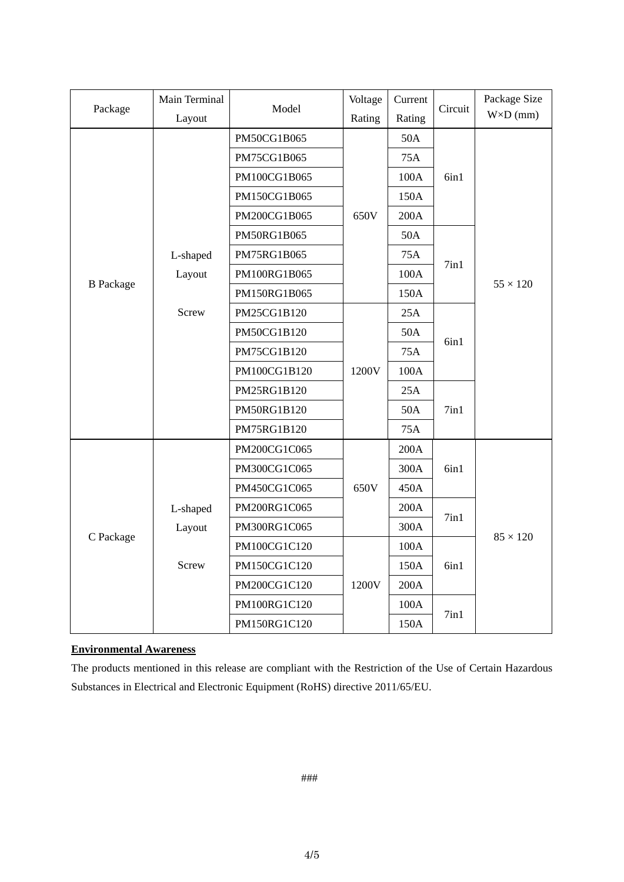| Package | Main Terminal Layout | Model | Voltage Rating | Current Rating | Circuit | Package Size W×D (mm) |
|---|---|---|---|---|---|---|
| B Package | L-shaped Layout Screw | PM50CG1B065 | 650V | 50A | 6in1 | 55 × 120 |
| | | PM75CG1B065 | | 75A | | |
| | | PM100CG1B065 | | 100A | | |
| | | PM150CG1B065 | | 150A | | |
| | | PM200CG1B065 | | 200A | | |
| | | PM50RG1B065 | | 50A | 7in1 | |
| | | PM75RG1B065 | | 75A | | |
| | | PM100RG1B065 | | 100A | | |
| | | PM150RG1B065 | | 150A | | |
| | | PM25CG1B120 | 1200V | 25A | 6in1 | |
| | | PM50CG1B120 | | 50A | | |
| | | PM75CG1B120 | | 75A | | |
| | | PM100CG1B120 | | 100A | | |
| | | PM25RG1B120 | | 25A | 7in1 | |
| | | PM50RG1B120 | | 50A | | |
| | | PM75RG1B120 | | 75A | | |
| C Package | L-shaped Layout Screw | PM200CG1C065 | 650V | 200A | 6in1 | 85 × 120 |
| | | PM300CG1C065 | | 300A | | |
| | | PM450CG1C065 | | 450A | | |
| | | PM200RG1C065 | | 200A | 7in1 | |
| | | PM300RG1C065 | | 300A | | |
| | | PM100CG1C120 | 1200V | 100A | 6in1 | |
| | | PM150CG1C120 | | 150A | | |
| | | PM200CG1C120 | | 200A | | |
| | | PM100RG1C120 | | 100A | 7in1 | |
| | | PM150RG1C120 | | 150A | | |

**Environmental Awareness**

The products mentioned in this release are compliant with the Restriction of the Use of Certain Hazardous Substances in Electrical and Electronic Equipment (RoHS) directive 2011/65/EU.

###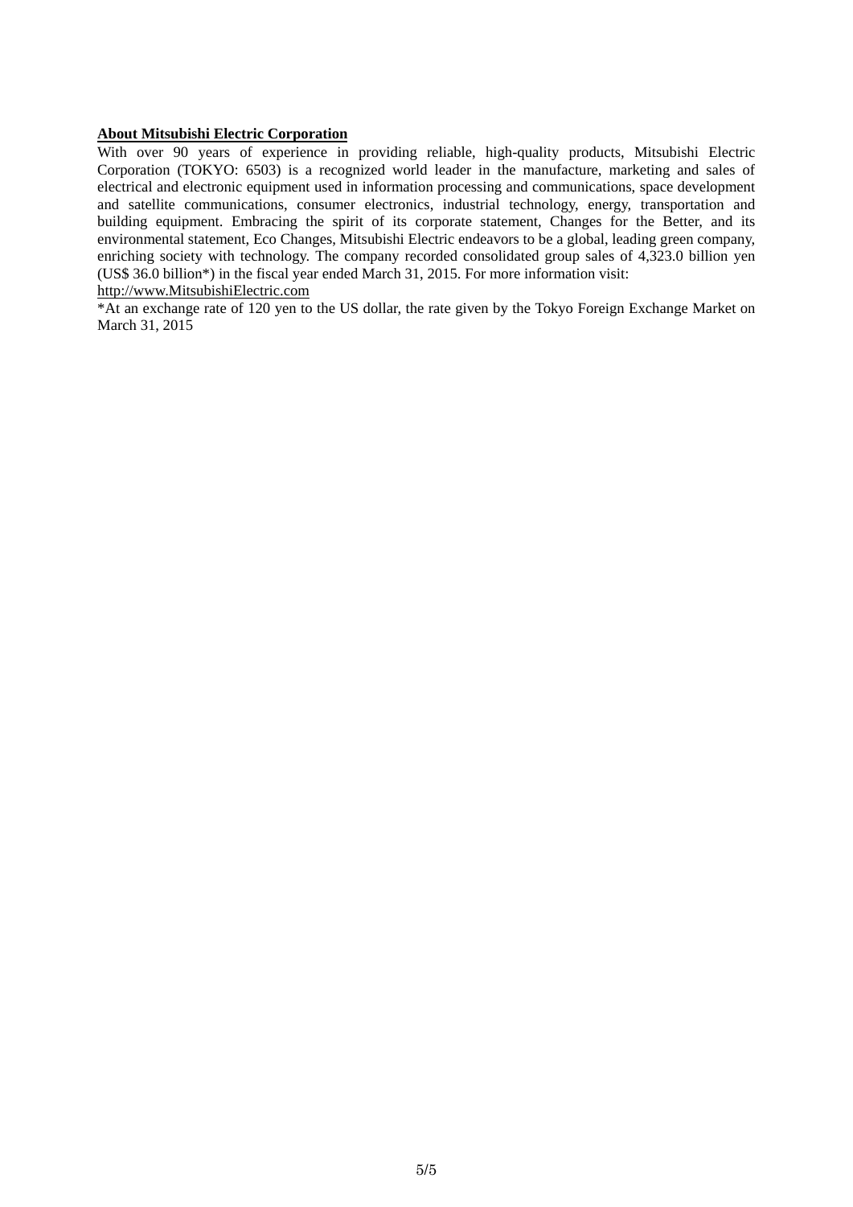**About Mitsubishi Electric Corporation**

With over 90 years of experience in providing reliable, high-quality products, Mitsubishi Electric Corporation (TOKYO: 6503) is a recognized world leader in the manufacture, marketing and sales of electrical and electronic equipment used in information processing and communications, space development and satellite communications, consumer electronics, industrial technology, energy, transportation and building equipment. Embracing the spirit of its corporate statement, Changes for the Better, and its environmental statement, Eco Changes, Mitsubishi Electric endeavors to be a global, leading green company, enriching society with technology. The company recorded consolidated group sales of 4,323.0 billion yen (US$ 36.0 billion*) in the fiscal year ended March 31, 2015. For more information visit:
http://www.MitsubishiElectric.com

*At an exchange rate of 120 yen to the US dollar, the rate given by the Tokyo Foreign Exchange Market on March 31, 2015